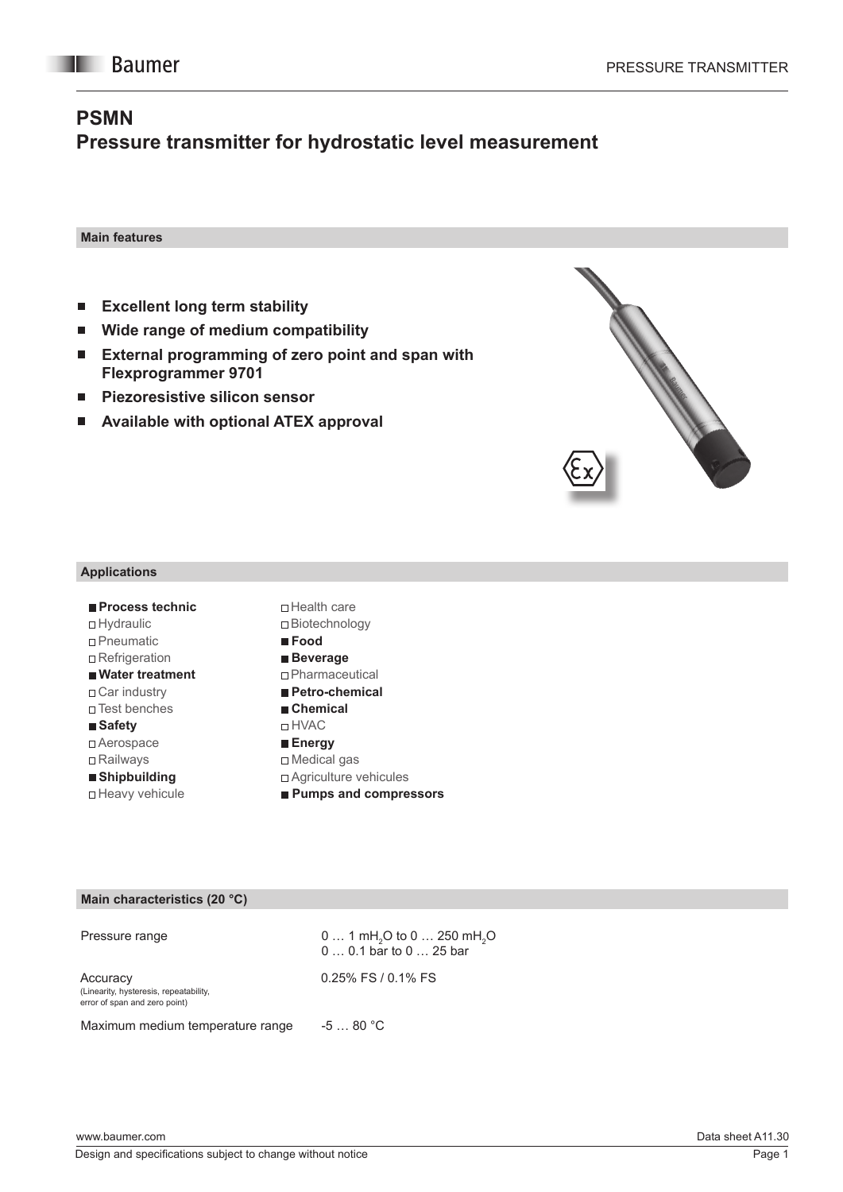# PSMN
## Pressure transmitter for hydrostatic level measurement

### Main features

- **Excellent long term stability**
- **Wide range of medium compatibility**
- **External programming of zero point and span with Flexprogrammer 9701**
- **Piezoresistive silicon sensor**
- **Available with optional ATEX approval**

### Applications

- ■ **Process technic**
- □ Hydraulic
- □ Pneumatic
- □ Refrigeration
- ■ **Water treatment**
- □ Car industry
- □ Test benches
- ■ **Safety**
- □ Aerospace
- □ Railways
- ■ **Shipbuilding**
- □ Heavy vehicule
- □ Health care
- □ Biotechnology
- ■ **Food**
- ■ **Beverage**
- □ Pharmaceutical
- ■ **Petro-chemical**
- ■ **Chemical**
- □ HVAC
- ■ **Energy**
- □ Medical gas
- □ Agriculture vehicules
- ■ **Pumps and compressors**

### Main characteristics (20 °C)

| | |
|---|---|
| Pressure range | 0 … 1 $mH_2O$ to 0 … 250 $mH_2O$<br>0 … 0.1 bar to 0 … 25 bar |
| Accuracy<br>(Linearity, hysteresis, repeatability, error of span and zero point) | 0.25% FS / 0.1% FS |
| Maximum medium temperature range | -5 … 80 °C |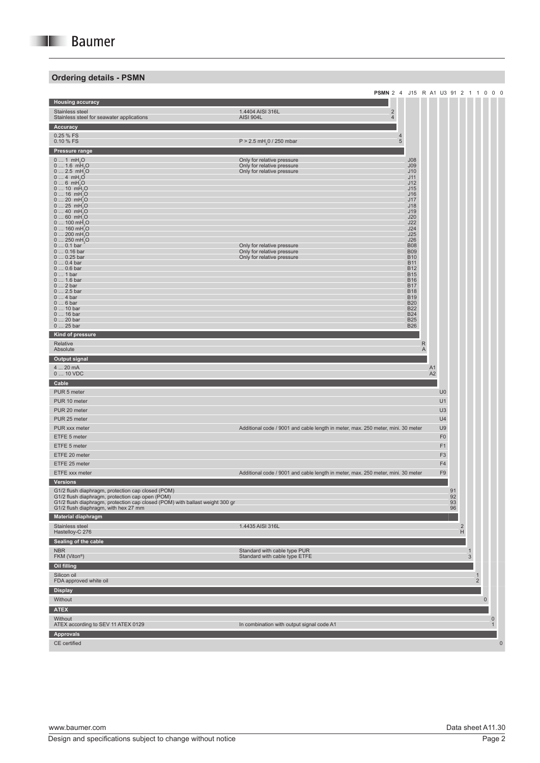## Ordering details - PSMN

**PSMN** 2 4 J15 R A1 U3 91 2 1 1 0 0 0

### Housing accuracy

| | | Code |
|---|---|---|
| Stainless steel | 1.4404 AISI 316L | 2 |
| Stainless steel for seawater applications | AISI 904L | 4 |

### Accuracy

| | | Code |
|---|---|---|
| 0.25 % FS | | 4 |
| 0.10 % FS | P > 2.5 $mH_2O$ / 250 mbar | 5 |

### Pressure range

| | | Code |
|---|---|---|
| 0 … 1 $mH_2O$ | Only for relative pressure | J08 |
| 0 … 1.6 $mH_2O$ | Only for relative pressure | J09 |
| 0 … 2.5 $mH_2O$ | Only for relative pressure | J10 |
| 0 … 4 $mH_2O$ | | J11 |
| 0 … 6 $mH_2O$ | | J12 |
| 0 … 10 $mH_2O$ | | J15 |
| 0 … 16 $mH_2O$ | | J16 |
| 0 … 20 $mH_2O$ | | J17 |
| 0 … 25 $mH_2O$ | | J18 |
| 0 … 40 $mH_2O$ | | J19 |
| 0 … 60 $mH_2O$ | | J20 |
| 0 … 100 $mH_2O$ | | J22 |
| 0 … 160 $mH_2O$ | | J24 |
| 0 … 200 $mH_2O$ | | J25 |
| 0 … 250 $mH_2O$ | | J26 |
| 0 … 0.1 bar | Only for relative pressure | B08 |
| 0 … 0.16 bar | Only for relative pressure | B09 |
| 0 … 0.25 bar | Only for relative pressure | B10 |
| 0 … 0.4 bar | | B11 |
| 0 … 0.6 bar | | B12 |
| 0 … 1 bar | | B15 |
| 0 … 1.6 bar | | B16 |
| 0 … 2 bar | | B17 |
| 0 … 2.5 bar | | B18 |
| 0 … 4 bar | | B19 |
| 0 … 6 bar | | B20 |
| 0 … 10 bar | | B22 |
| 0 … 16 bar | | B24 |
| 0 … 20 bar | | B25 |
| 0 … 25 bar | | B26 |

### Kind of pressure

| | | Code |
|---|---|---|
| Relative | | R |
| Absolute | | A |

### Output signal

| | | Code |
|---|---|---|
| 4 ... 20 mA | | A1 |
| 0 … 10 VDC | | A2 |

### Cable

| | | Code |
|---|---|---|
| PUR 5 meter | | U0 |
| PUR 10 meter | | U1 |
| PUR 20 meter | | U3 |
| PUR 25 meter | | U4 |
| PUR xxx meter | Additional code / 9001 and cable length in meter, max. 250 meter, mini. 30 meter | U9 |
| ETFE 5 meter | | F0 |
| ETFE 5 meter | | F1 |
| ETFE 20 meter | | F3 |
| ETFE 25 meter | | F4 |
| ETFE xxx meter | Additional code / 9001 and cable length in meter, max. 250 meter, mini. 30 meter | F9 |

### Versions

| | | Code |
|---|---|---|
| G1/2 flush diaphragm, protection cap closed (POM) | | 91 |
| G1/2 flush diaphragm, protection cap open (POM) | | 92 |
| G1/2 flush diaphragm, protection cap closed (POM) with ballast weight 300 gr | | 93 |
| G1/2 flush diaphragm, with hex 27 mm | | 96 |

### Material diaphragm

| | | Code |
|---|---|---|
| Stainless steel | 1.4435 AISI 316L | 2 |
| Hastelloy-C 276 | | H |

### Sealing of the cable

| | | Code |
|---|---|---|
| NBR | Standard with cable type PUR | 1 |
| FKM (Viton®) | Standard with cable type ETFE | 3 |

### Oil filling

| | | Code |
|---|---|---|
| Silicon oil | | 1 |
| FDA approved white oil | | 2 |

### Display

| | | Code |
|---|---|---|
| Without | | 0 |

### ATEX

| | | Code |
|---|---|---|
| Without | | 0 |
| ATEX according to SEV 11 ATEX 0129 | In combination with output signal code A1 | 1 |

### Approvals

| | | Code |
|---|---|---|
| CE certified | | 0 |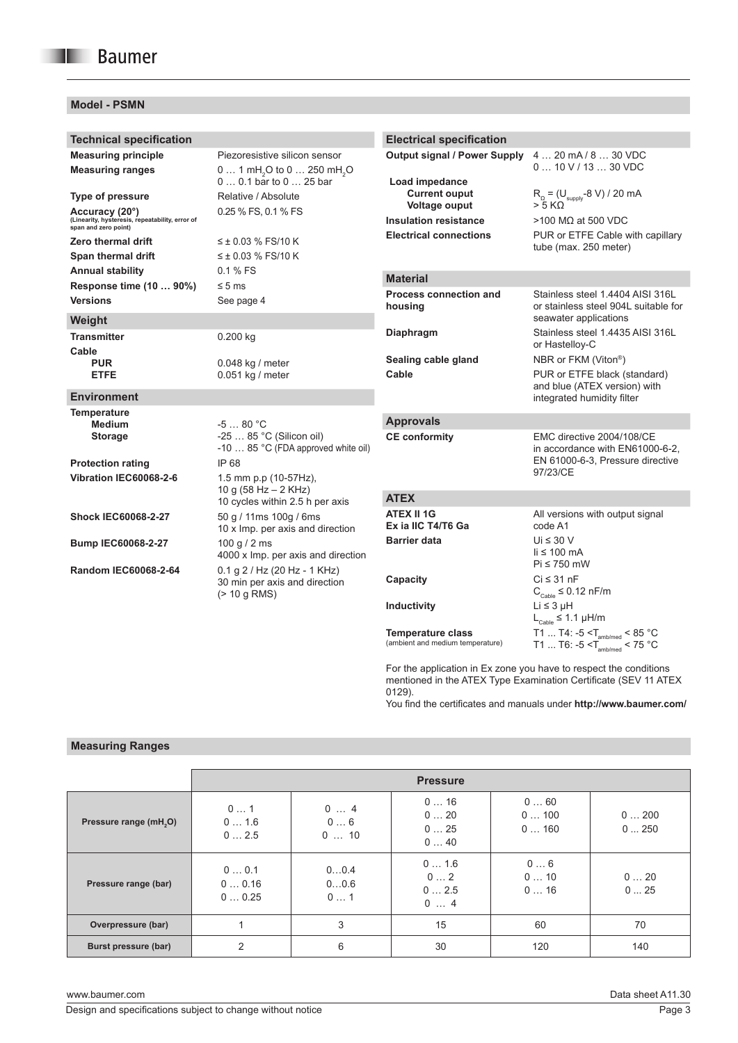## Model - PSMN

### Technical specification

| | |
|---|---|
| **Measuring principle** | Piezoresistive silicon sensor |
| **Measuring ranges** | 0 … 1 $mH_2O$ to 0 … 250 $mH_2O$<br>0 … 0.1 bar to 0 … 25 bar |
| **Type of pressure** | Relative / Absolute |
| **Accuracy (20°)** (Linearity, hysteresis, repeatability, error of span and zero point) | 0.25 % FS, 0.1 % FS |
| **Zero thermal drift** | ≤ ± 0.03 % FS/10 K |
| **Span thermal drift** | ≤ ± 0.03 % FS/10 K |
| **Annual stability** | 0.1 % FS |
| **Response time (10 … 90%)** | ≤ 5 ms |
| **Versions** | See page 4 |

### Weight

| | |
|---|---|
| **Transmitter** | 0.200 kg |
| **Cable** | |
| **PUR** | 0.048 kg / meter |
| **ETFE** | 0.051 kg / meter |

### Environment

| | |
|---|---|
| **Temperature** | |
| **Medium** | -5 … 80 °C |
| **Storage** | -25 … 85 °C (Silicon oil)<br>-10 … 85 °C (FDA approved white oil) |
| **Protection rating** | IP 68 |
| **Vibration IEC60068-2-6** | 1.5 mm p.p (10-57Hz),<br>10 g (58 Hz – 2 KHz)<br>10 cycles within 2.5 h per axis |
| **Shock IEC60068-2-27** | 50 g / 11ms 100g / 6ms<br>10 x Imp. per axis and direction |
| **Bump IEC60068-2-27** | 100 g / 2 ms<br>4000 x Imp. per axis and direction |
| **Random IEC60068-2-64** | 0.1 g 2 / Hz (20 Hz - 1 KHz)<br>30 min per axis and direction<br>(> 10 g RMS) |

### Electrical specification

| | |
|---|---|
| **Output signal / Power Supply** | 4 … 20 mA / 8 … 30 VDC<br>0 … 10 V / 13 … 30 VDC |
| **Load impedance** | |
| **Current ouput** | $R_{\Omega} = (U_{supply} - 8\text{ V}) / 20\text{ mA}$ |
| **Voltage ouput** | > 5 KΩ |
| **Insulation resistance** | >100 MΩ at 500 VDC |
| **Electrical connections** | PUR or ETFE Cable with capillary tube (max. 250 meter) |

### Material

| | |
|---|---|
| **Process connection and housing** | Stainless steel 1.4404 AISI 316L or stainless steel 904L suitable for seawater applications |
| **Diaphragm** | Stainless steel 1.4435 AISI 316L or Hastelloy-C |
| **Sealing cable gland** | NBR or FKM (Viton®) |
| **Cable** | PUR or ETFE black (standard) and blue (ATEX version) with integrated humidity filter |

### Approvals

| | |
|---|---|
| **CE conformity** | EMC directive 2004/108/CE in accordance with EN61000-6-2, EN 61000-6-3, Pressure directive 97/23/CE |

### ATEX

| | |
|---|---|
| **ATEX II 1G**<br>**Ex ia IIC T4/T6 Ga** | All versions with output signal code A1 |
| **Barrier data** | Ui ≤ 30 V<br>Ii ≤ 100 mA<br>Pi ≤ 750 mW |
| **Capacity** | Ci ≤ 31 nF<br>$C_{Cable}$ ≤ 0.12 nF/m |
| **Inductivity** | Li ≤ 3 µH<br>$L_{Cable}$ ≤ 1.1 µH/m |
| **Temperature class** (ambient and medium temperature) | T1 ... T4: -5 < $T_{amb/med}$ < 85 °C<br>T1 ... T6: -5 < $T_{amb/med}$ < 75 °C |

For the application in Ex zone you have to respect the conditions mentioned in the ATEX Type Examination Certificate (SEV 11 ATEX 0129).

You find the certificates and manuals under **http://www.baumer.com/**

### Measuring Ranges

| | Pressure | | | | |
|---|---|---|---|---|---|
| **Pressure range ($mH_2O$)** | 0 … 1<br>0 … 1.6<br>0 … 2.5 | 0 … 4<br>0 … 6<br>0 … 10 | 0 … 16<br>0 … 20<br>0 … 25<br>0 … 40 | 0 … 60<br>0 … 100<br>0 … 160 | 0 … 200<br>0 ... 250 |
| **Pressure range (bar)** | 0 … 0.1<br>0 … 0.16<br>0 … 0.25 | 0…0.4<br>0…0.6<br>0 … 1 | 0 … 1.6<br>0 … 2<br>0 … 2.5<br>0 … 4 | 0 … 6<br>0 … 10<br>0 … 16 | 0 … 20<br>0 ... 25 |
| **Overpressure (bar)** | 1 | 3 | 15 | 60 | 70 |
| **Burst pressure (bar)** | 2 | 6 | 30 | 120 | 140 |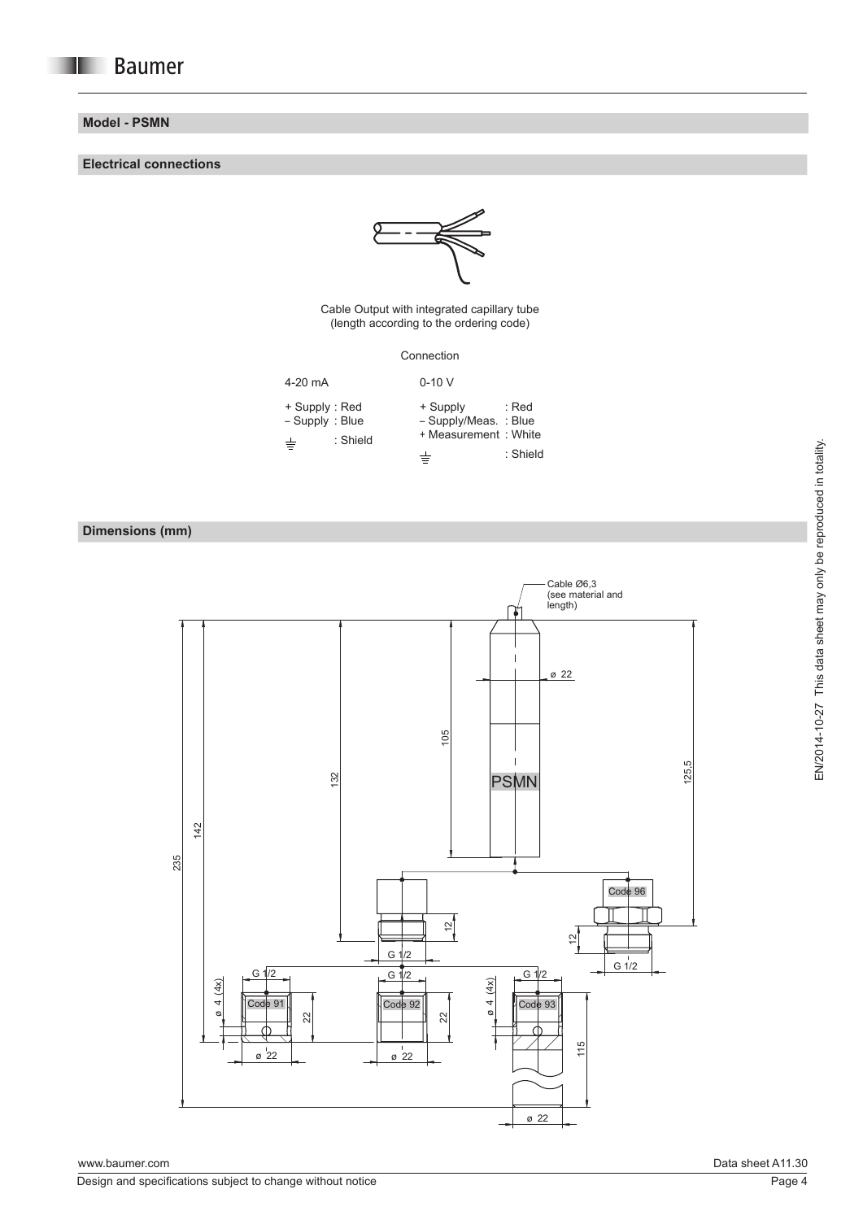## Model - PSMN

### Electrical connections

Cable Output with integrated capillary tube
(length according to the ordering code)

Connection

| 4-20 mA | | 0-10 V | |
|---|---|---|---|
| + Supply | : Red | + Supply | : Red |
| – Supply | : Blue | – Supply/Meas. | : Blue |
| ⏚ | : Shield | + Measurement | : White |
| | | ⏚ | : Shield |

### Dimensions (mm)

Cable Ø6,3
(see material and length)

ø 22

105

132

142

235

125,5

PSMN

Code 96

12

G 1/2

G 1/2

12

G 1/2

G 1/2

G 1/2

ø 4 (4x)

Code 91

22

ø 22

Code 92

22

ø 22

ø 4 (4x)

Code 93

115

ø 22

This data sheet may only be reproduced in totality.